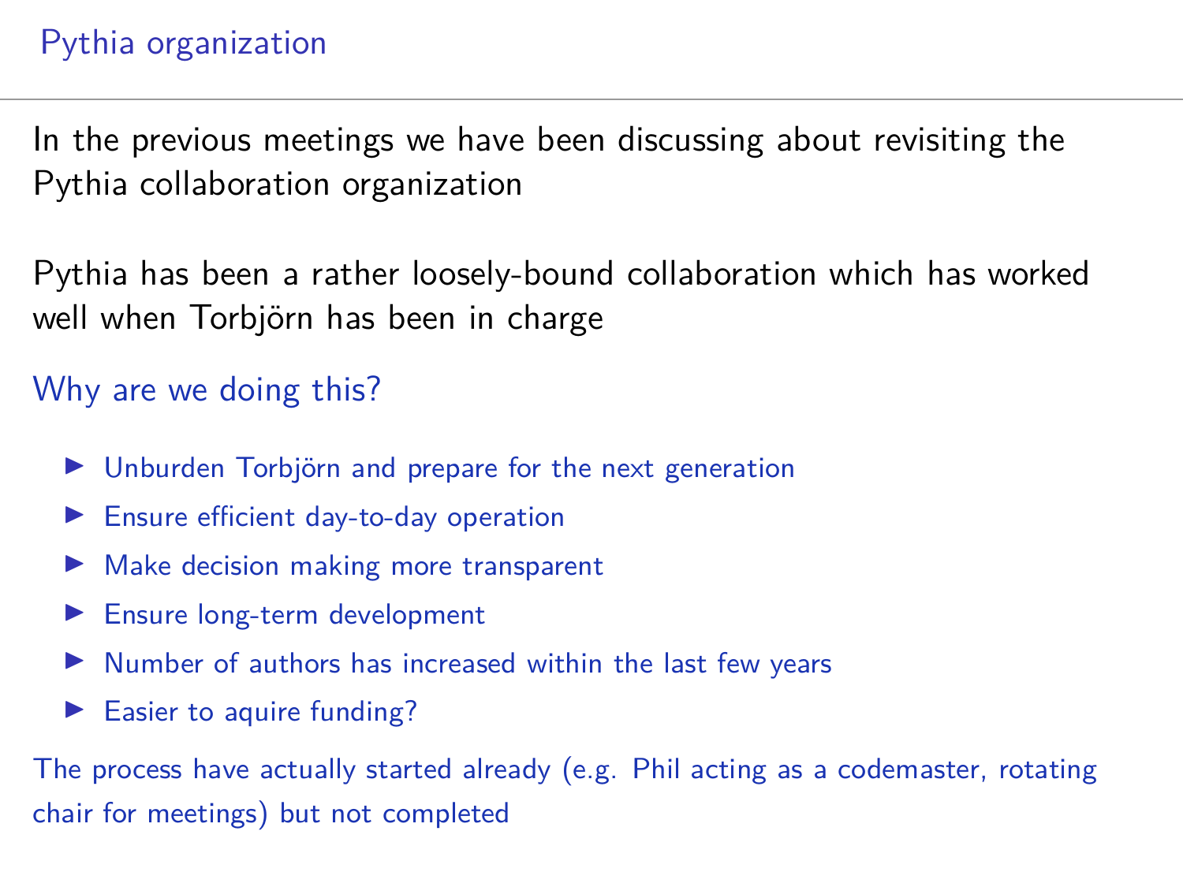# Pythia organization

In the previous meetings we have been discussing about revisiting the Pythia collaboration organization

Pythia has been a rather loosely-bound collaboration which has worked well when Torbjörn has been in charge

## Why are we doing this?

- Unburden Torbjörn and prepare for the next generation
- Ensure efficient day-to-day operation
- Make decision making more transparent
- Ensure long-term development
- Number of authors has increased within the last few years
- Easier to aquire funding?

The process have actually started already (e.g. Phil acting as a codemaster, rotating chair for meetings) but not completed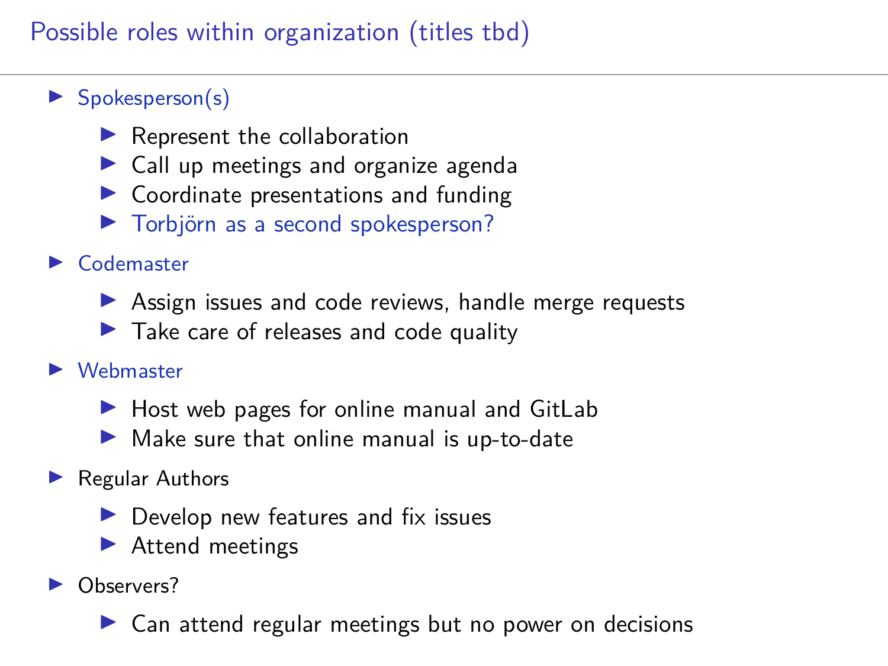## Possible roles within organization (titles tbd)

- Spokesperson(s)
  - Represent the collaboration
  - Call up meetings and organize agenda
  - Coordinate presentations and funding
  - Torbjörn as a second spokesperson?
- Codemaster
  - Assign issues and code reviews, handle merge requests
  - Take care of releases and code quality
- Webmaster
  - Host web pages for online manual and GitLab
  - Make sure that online manual is up-to-date
- Regular Authors
  - Develop new features and fix issues
  - Attend meetings
- Observers?
  - Can attend regular meetings but no power on decisions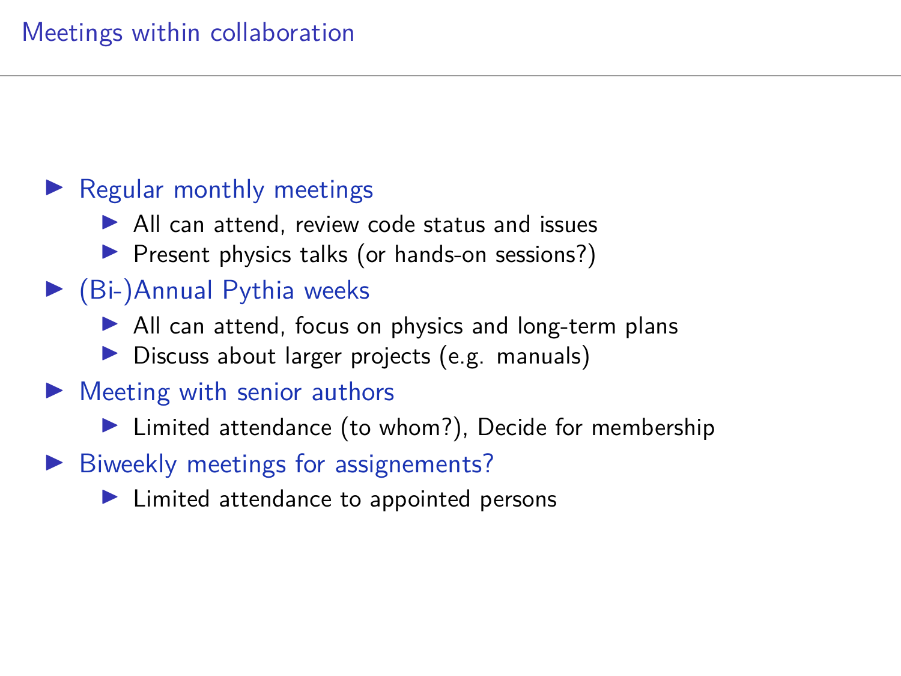# Meetings within collaboration

- Regular monthly meetings
  - All can attend, review code status and issues
  - Present physics talks (or hands-on sessions?)
- (Bi-)Annual Pythia weeks
  - All can attend, focus on physics and long-term plans
  - Discuss about larger projects (e.g. manuals)
- Meeting with senior authors
  - Limited attendance (to whom?), Decide for membership
- Biweekly meetings for assignements?
  - Limited attendance to appointed persons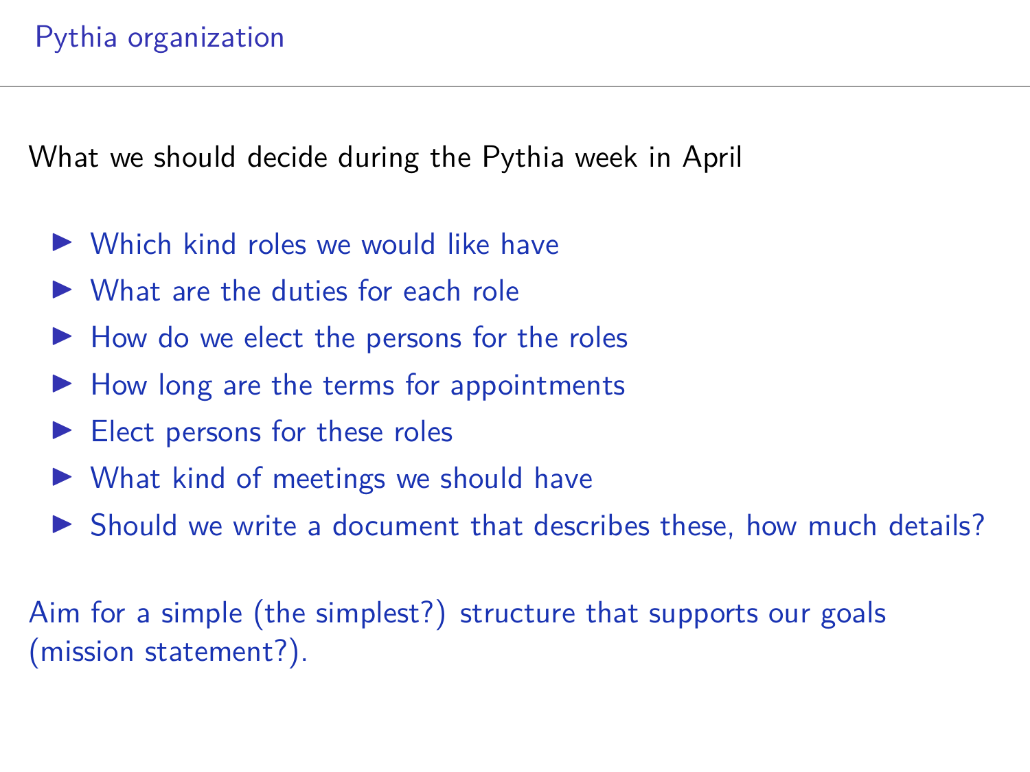## Pythia organization

What we should decide during the Pythia week in April

- Which kind roles we would like have
- What are the duties for each role
- How do we elect the persons for the roles
- How long are the terms for appointments
- Elect persons for these roles
- What kind of meetings we should have
- Should we write a document that describes these, how much details?

Aim for a simple (the simplest?) structure that supports our goals (mission statement?).